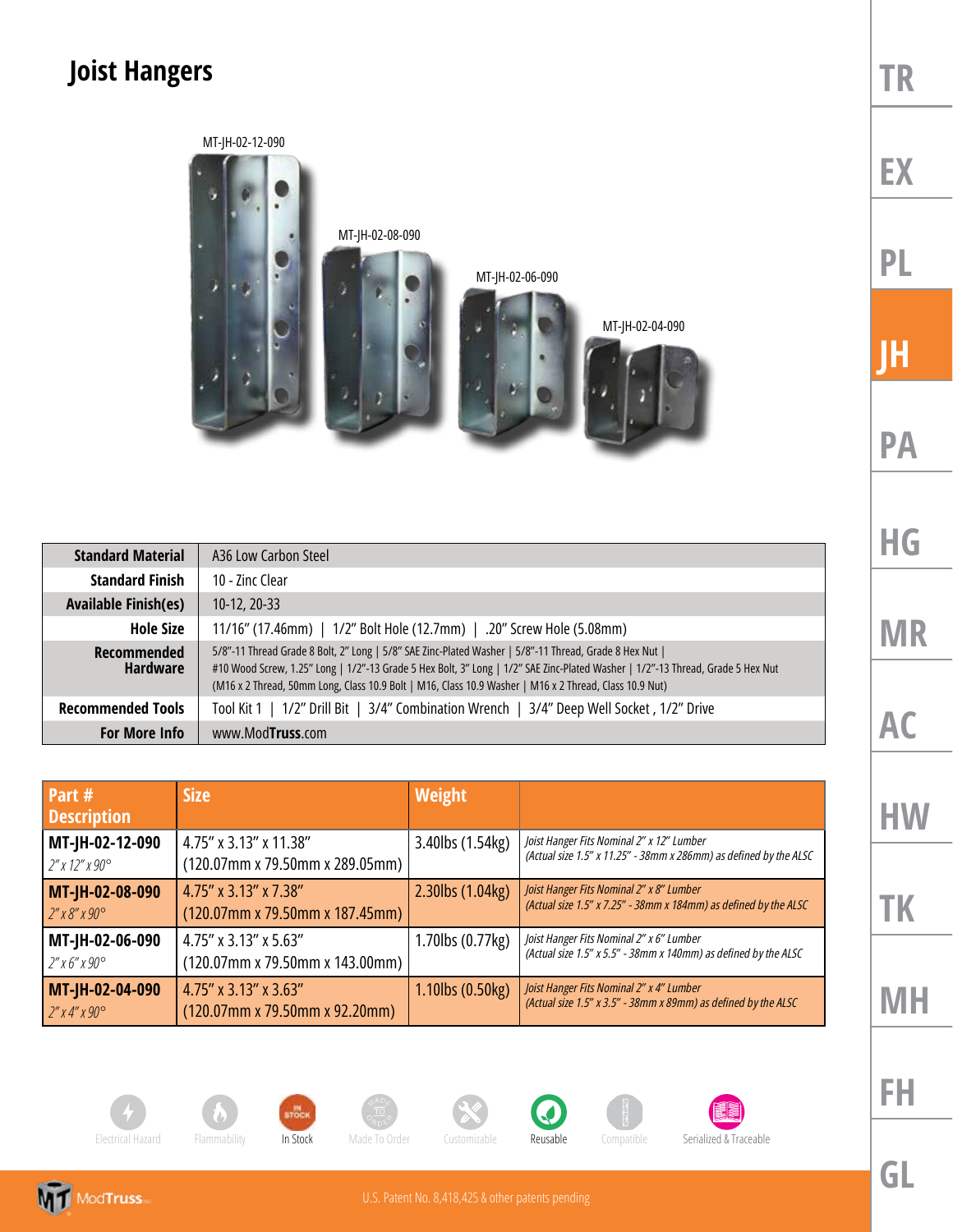# Joist Hangers

MT-JH-02-12-090

MT-JH-02-08-090

MT-JH-02-06-090

MT-JH-02-04-090

| | |
|---|---|
| **Standard Material** | A36 Low Carbon Steel |
| **Standard Finish** | 10 - Zinc Clear |
| **Available Finish(es)** | 10-12, 20-33 |
| **Hole Size** | 11/16" (17.46mm) \| 1/2" Bolt Hole (12.7mm) \| .20" Screw Hole (5.08mm) |
| **Recommended Hardware** | 5/8"-11 Thread Grade 8 Bolt, 2" Long \| 5/8" SAE Zinc-Plated Washer \| 5/8"-11 Thread, Grade 8 Hex Nut \| #10 Wood Screw, 1.25" Long \| 1/2"-13 Grade 5 Hex Bolt, 3" Long \| 1/2" SAE Zinc-Plated Washer \| 1/2"-13 Thread, Grade 5 Hex Nut (M16 x 2 Thread, 50mm Long, Class 10.9 Bolt \| M16, Class 10.9 Washer \| M16 x 2 Thread, Class 10.9 Nut) |
| **Recommended Tools** | Tool Kit 1 \| 1/2" Drill Bit \| 3/4" Combination Wrench \| 3/4" Deep Well Socket , 1/2" Drive |
| **For More Info** | www.ModTruss.com |

| Part # Description | Size | Weight | |
|---|---|---|---|
| **MT-JH-02-12-090** *2" x 12" x 90°* | 4.75" x 3.13" x 11.38" (120.07mm x 79.50mm x 289.05mm) | 3.40lbs (1.54kg) | *Joist Hanger Fits Nominal 2" x 12" Lumber (Actual size 1.5" x 11.25" - 38mm x 286mm) as defined by the ALSC* |
| **MT-JH-02-08-090** *2" x 8" x 90°* | 4.75" x 3.13" x 7.38" (120.07mm x 79.50mm x 187.45mm) | 2.30lbs (1.04kg) | *Joist Hanger Fits Nominal 2" x 8" Lumber (Actual size 1.5" x 7.25" - 38mm x 184mm) as defined by the ALSC* |
| **MT-JH-02-06-090** *2" x 6" x 90°* | 4.75" x 3.13" x 5.63" (120.07mm x 79.50mm x 143.00mm) | 1.70lbs (0.77kg) | *Joist Hanger Fits Nominal 2" x 6" Lumber (Actual size 1.5" x 5.5" - 38mm x 140mm) as defined by the ALSC* |
| **MT-JH-02-04-090** *2" x 4" x 90°* | 4.75" x 3.13" x 3.63" (120.07mm x 79.50mm x 92.20mm) | 1.10lbs (0.50kg) | *Joist Hanger Fits Nominal 2" x 4" Lumber (Actual size 1.5" x 3.5" - 38mm x 89mm) as defined by the ALSC* |

Electrical Hazard | Flammability | In Stock | Made To Order | Customizable | Reusable | Compatible | Serialized & Traceable

U.S. Patent No. 8,418,425 & other patents pending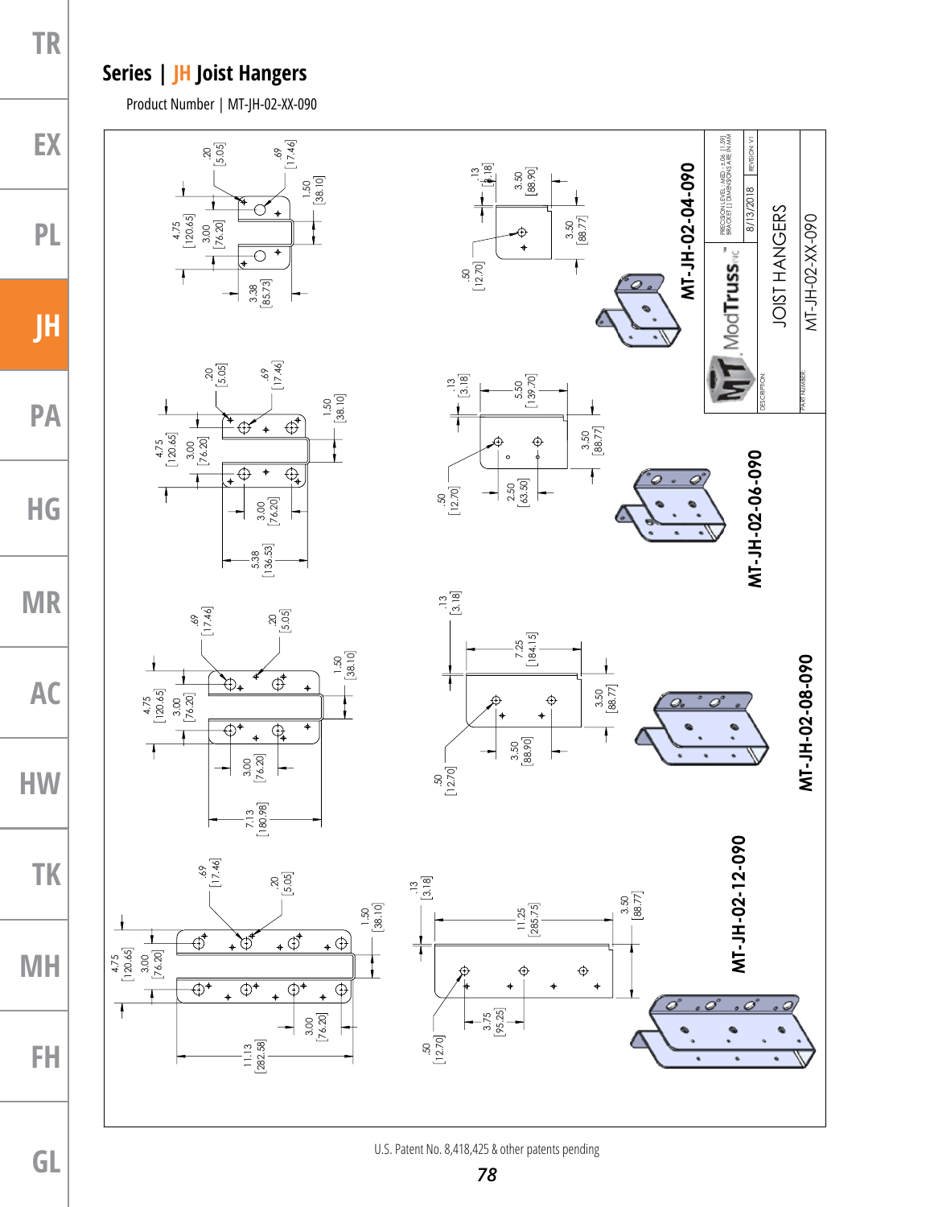# Series | JH Joist Hangers

Product Number | MT-JH-02-XX-090

MT-JH-02-04-090

MT-JH-02-06-090

MT-JH-02-08-090

MT-JH-02-12-090

| | |
|---|---|
| PRECISION LEVEL: MED ±.06 [1.59] BRACKET [ ] DIMENSIONS ARE IN MM | |
| 8/13/2018 | REVISION: V1 |
| DESCRIPTION: | JOIST HANGERS |
| PART NUMBER: | MT-JH-02-XX-090 |

ModTruss INC

U.S. Patent No. 8,418,425 & other patents pending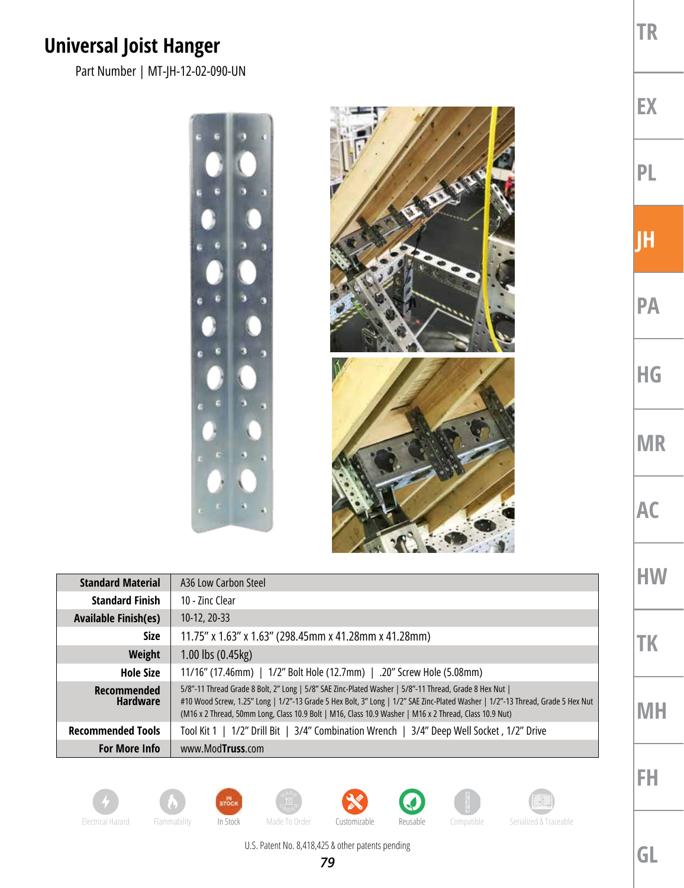# Universal Joist Hanger

Part Number | MT-JH-12-02-090-UN

| | |
|---|---|
| **Standard Material** | A36 Low Carbon Steel |
| **Standard Finish** | 10 - Zinc Clear |
| **Available Finish(es)** | 10-12, 20-33 |
| **Size** | 11.75" x 1.63" x 1.63" (298.45mm x 41.28mm x 41.28mm) |
| **Weight** | 1.00 lbs (0.45kg) |
| **Hole Size** | 11/16" (17.46mm) \| 1/2" Bolt Hole (12.7mm) \| .20" Screw Hole (5.08mm) |
| **Recommended Hardware** | 5/8"-11 Thread Grade 8 Bolt, 2" Long \| 5/8" SAE Zinc-Plated Washer \| 5/8"-11 Thread, Grade 8 Hex Nut \| #10 Wood Screw, 1.25" Long \| 1/2"-13 Grade 5 Hex Bolt, 3" Long \| 1/2" SAE Zinc-Plated Washer \| 1/2"-13 Thread, Grade 5 Hex Nut (M16 x 2 Thread, 50mm Long, Class 10.9 Bolt \| M16, Class 10.9 Washer \| M16 x 2 Thread, Class 10.9 Nut) |
| **Recommended Tools** | Tool Kit 1 \| 1/2" Drill Bit \| 3/4" Combination Wrench \| 3/4" Deep Well Socket , 1/2" Drive |
| **For More Info** | www.ModTruss.com |

Electrical Hazard | Flammability | In Stock | Made To Order | Customizable | Reusable | Compatible | Serialized & Traceable

U.S. Patent No. 8,418,425 & other patents pending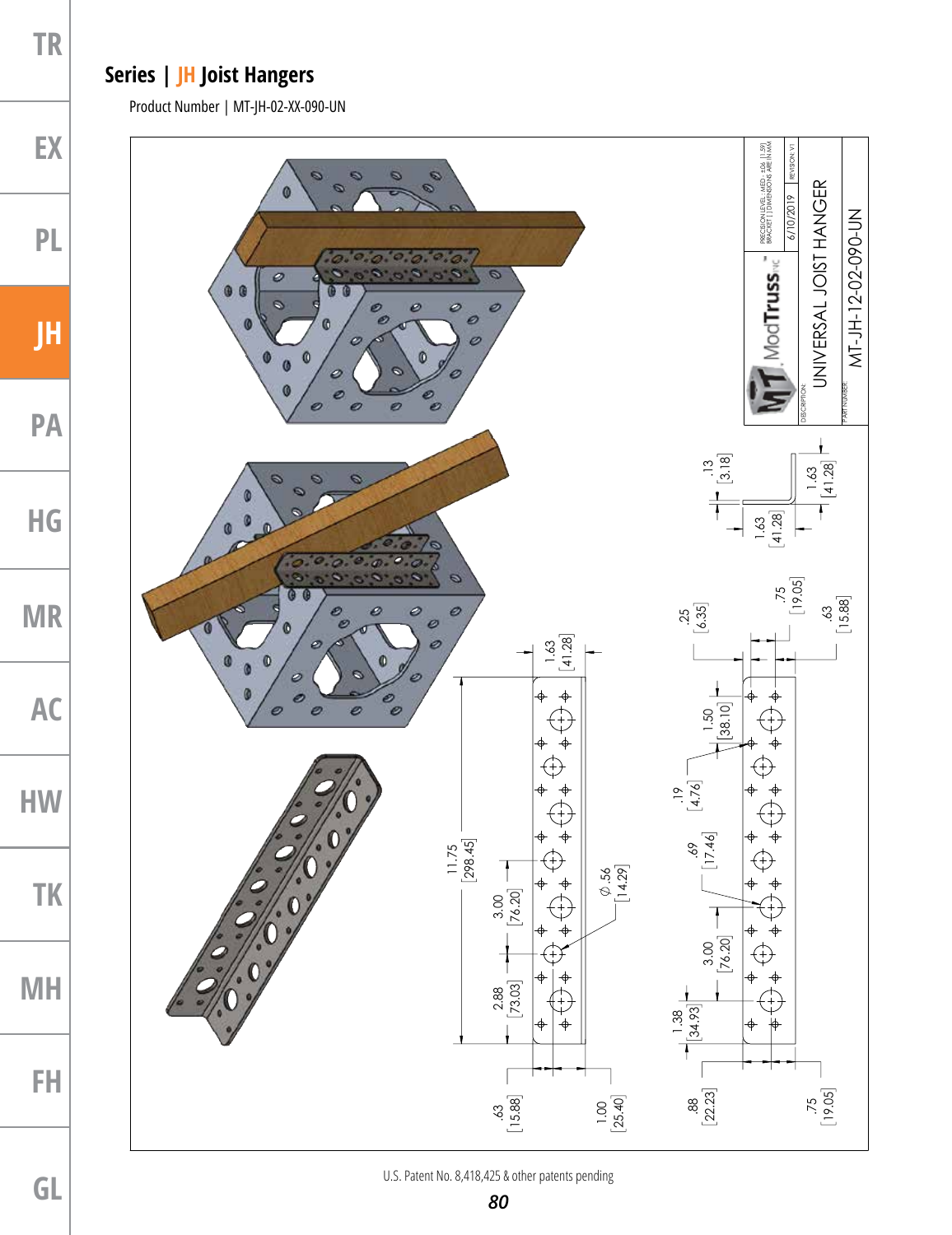## Series | JH Joist Hangers

Product Number | MT-JH-02-XX-090-UN

PRECISION LEVEL - MED - ±.06 [1.59]
BRACKET | DIMENSIONS ARE IN MM

6/10/2019

REVISION: V1

ModTruss

DESCRIPTION:

UNIVERSAL JOIST HANGER

PART NUMBER:

MT-JH-12-02-090-UN

.13
[3.18]

1.63
[41.28]

1.63
[41.28]

.25
[6.35]

.75
[19.05]

.63
[15.88]

1.63
[41.28]

1.50
[38.10]

.19
[4.76]

11.75
[298.45]

.69
[17.46]

3.00
[76.20]

∅.56
[14.29]

3.00
[76.20]

2.88
[73.03]

1.38
[34.93]

.63
[15.88]

1.00
[25.40]

.88
[22.23]

.75
[19.05]

U.S. Patent No. 8,418,425 & other patents pending